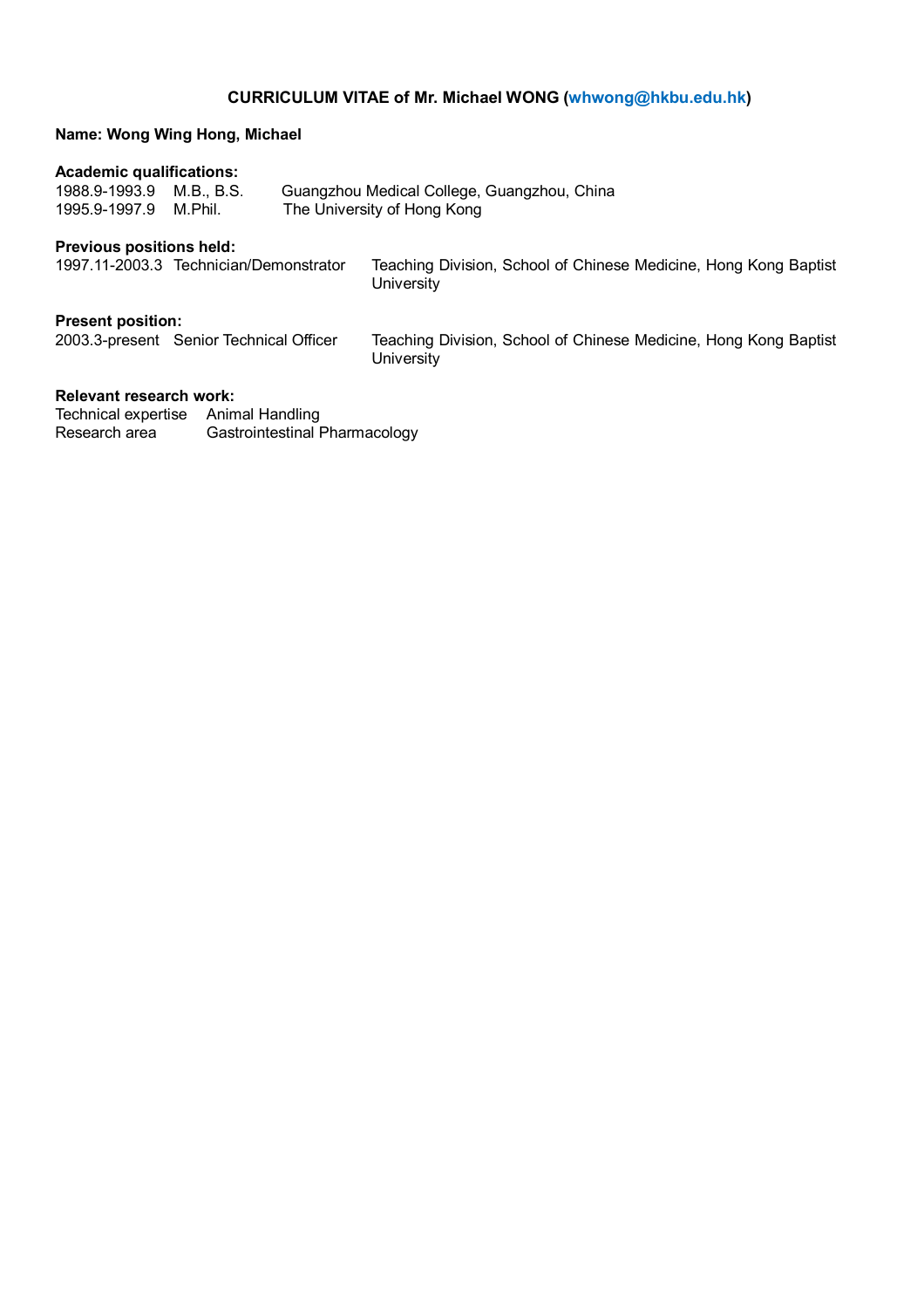**CURRICULUM VITAE of Mr. Michael WONG (whwong@hkbu.edu.hk)**

**Name: Wong Wing Hong, Michael**

**Academic qualifications:**

| | | |
|---|---|---|
| 1988.9-1993.9 | M.B., B.S. | Guangzhou Medical College, Guangzhou, China |
| 1995.9-1997.9 | M.Phil. | The University of Hong Kong |

**Previous positions held:**

| | | |
|---|---|---|
| 1997.11-2003.3 | Technician/Demonstrator | Teaching Division, School of Chinese Medicine, Hong Kong Baptist University |

**Present position:**

| | | |
|---|---|---|
| 2003.3-present | Senior Technical Officer | Teaching Division, School of Chinese Medicine, Hong Kong Baptist University |

**Relevant research work:**

| | |
|---|---|
| Technical expertise | Animal Handling |
| Research area | Gastrointestinal Pharmacology |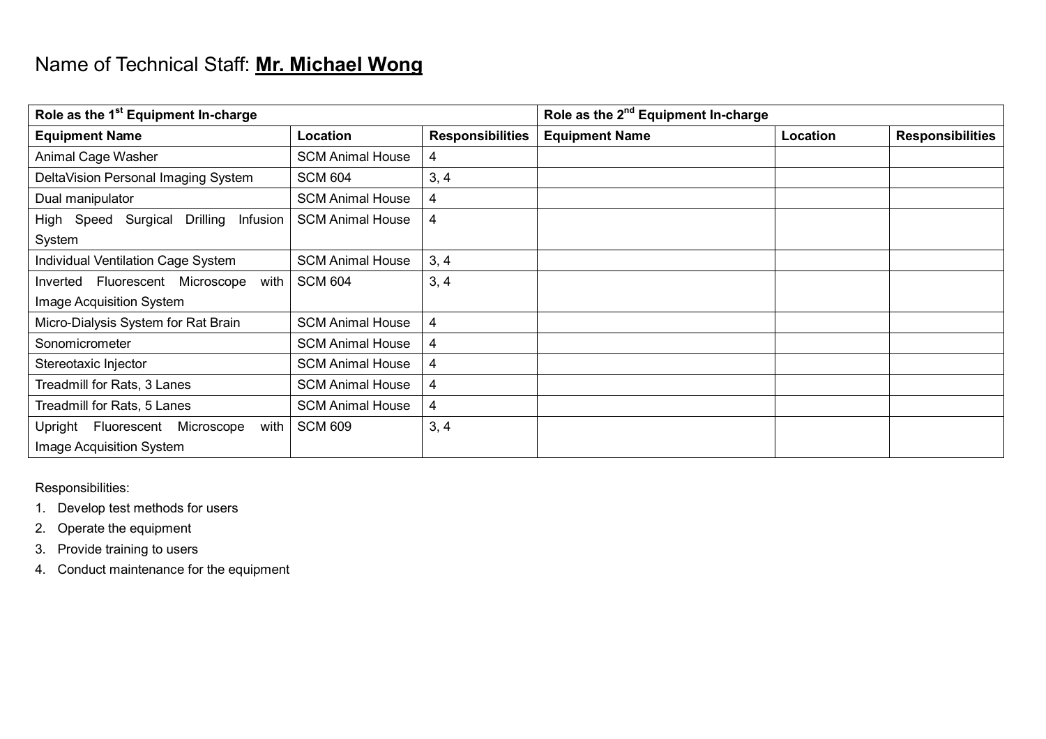Name of Technical Staff: **Mr. Michael Wong**

| Role as the 1st Equipment In-charge | | | Role as the 2nd Equipment In-charge | | |
|---|---|---|---|---|---|
| **Equipment Name** | **Location** | **Responsibilities** | **Equipment Name** | **Location** | **Responsibilities** |
| Animal Cage Washer | SCM Animal House | 4 | | | |
| DeltaVision Personal Imaging System | SCM 604 | 3, 4 | | | |
| Dual manipulator | SCM Animal House | 4 | | | |
| High Speed Surgical Drilling Infusion System | SCM Animal House | 4 | | | |
| Individual Ventilation Cage System | SCM Animal House | 3, 4 | | | |
| Inverted Fluorescent Microscope with Image Acquisition System | SCM 604 | 3, 4 | | | |
| Micro-Dialysis System for Rat Brain | SCM Animal House | 4 | | | |
| Sonomicrometer | SCM Animal House | 4 | | | |
| Stereotaxic Injector | SCM Animal House | 4 | | | |
| Treadmill for Rats, 3 Lanes | SCM Animal House | 4 | | | |
| Treadmill for Rats, 5 Lanes | SCM Animal House | 4 | | | |
| Upright Fluorescent Microscope with Image Acquisition System | SCM 609 | 3, 4 | | | |

Responsibilities:

1. Develop test methods for users
2. Operate the equipment
3. Provide training to users
4. Conduct maintenance for the equipment